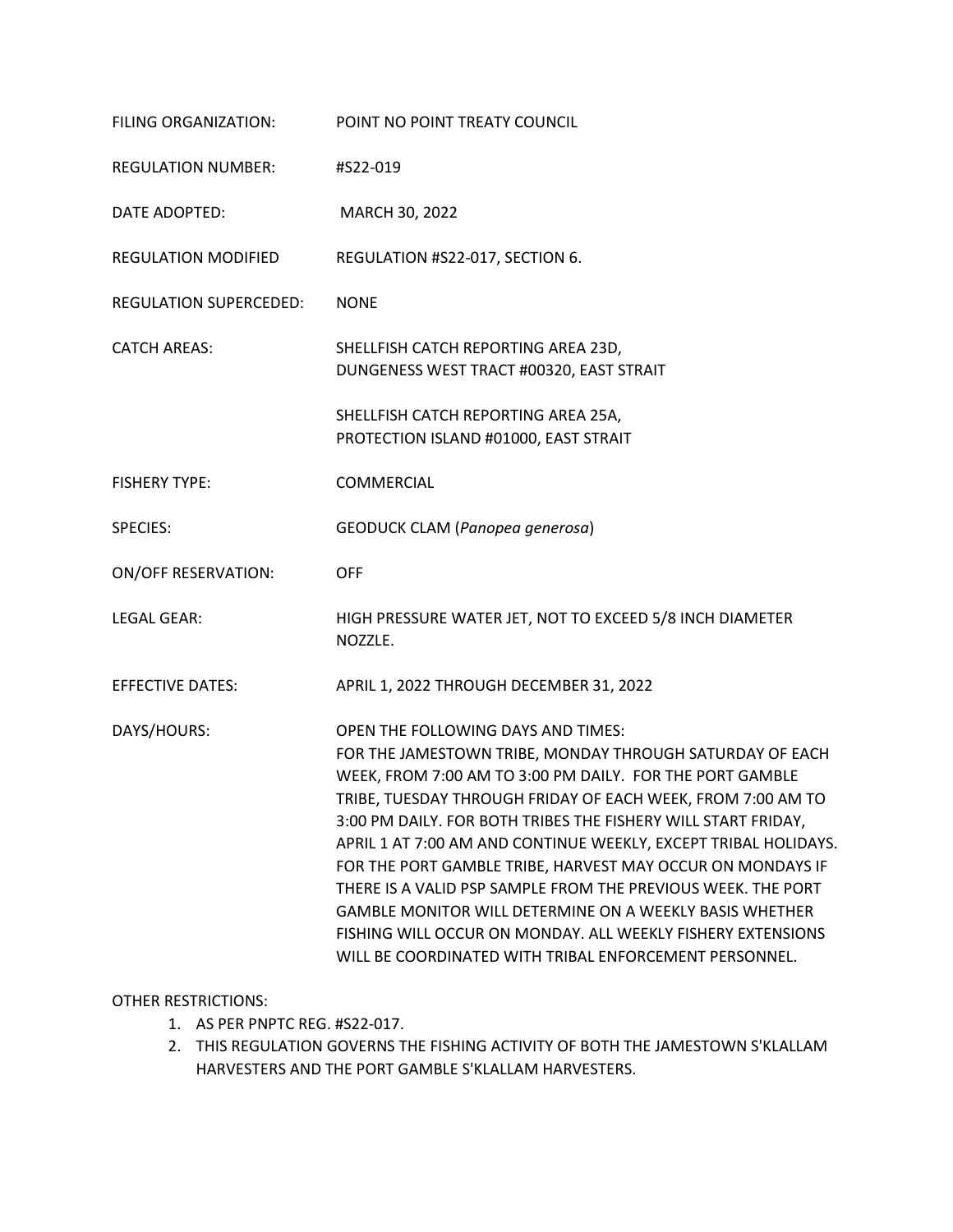FILING ORGANIZATION: POINT NO POINT TREATY COUNCIL

REGULATION NUMBER: #S22-019

DATE ADOPTED: MARCH 30, 2022

REGULATION MODIFIED REGULATION #S22-017, SECTION 6.

REGULATION SUPERCEDED: NONE

CATCH AREAS: SHELLFISH CATCH REPORTING AREA 23D, DUNGENESS WEST TRACT #00320, EAST STRAIT

SHELLFISH CATCH REPORTING AREA 25A, PROTECTION ISLAND #01000, EAST STRAIT

FISHERY TYPE: COMMERCIAL

SPECIES: GEODUCK CLAM (*Panopea generosa*)

ON/OFF RESERVATION: OFF

LEGAL GEAR: HIGH PRESSURE WATER JET, NOT TO EXCEED 5/8 INCH DIAMETER NOZZLE.

EFFECTIVE DATES: APRIL 1, 2022 THROUGH DECEMBER 31, 2022

DAYS/HOURS: OPEN THE FOLLOWING DAYS AND TIMES: FOR THE JAMESTOWN TRIBE, MONDAY THROUGH SATURDAY OF EACH WEEK, FROM 7:00 AM TO 3:00 PM DAILY. FOR THE PORT GAMBLE TRIBE, TUESDAY THROUGH FRIDAY OF EACH WEEK, FROM 7:00 AM TO 3:00 PM DAILY. FOR BOTH TRIBES THE FISHERY WILL START FRIDAY, APRIL 1 AT 7:00 AM AND CONTINUE WEEKLY, EXCEPT TRIBAL HOLIDAYS. FOR THE PORT GAMBLE TRIBE, HARVEST MAY OCCUR ON MONDAYS IF THERE IS A VALID PSP SAMPLE FROM THE PREVIOUS WEEK. THE PORT GAMBLE MONITOR WILL DETERMINE ON A WEEKLY BASIS WHETHER FISHING WILL OCCUR ON MONDAY. ALL WEEKLY FISHERY EXTENSIONS WILL BE COORDINATED WITH TRIBAL ENFORCEMENT PERSONNEL.

OTHER RESTRICTIONS:

1. AS PER PNPTC REG. #S22-017.
2. THIS REGULATION GOVERNS THE FISHING ACTIVITY OF BOTH THE JAMESTOWN S'KLALLAM HARVESTERS AND THE PORT GAMBLE S'KLALLAM HARVESTERS.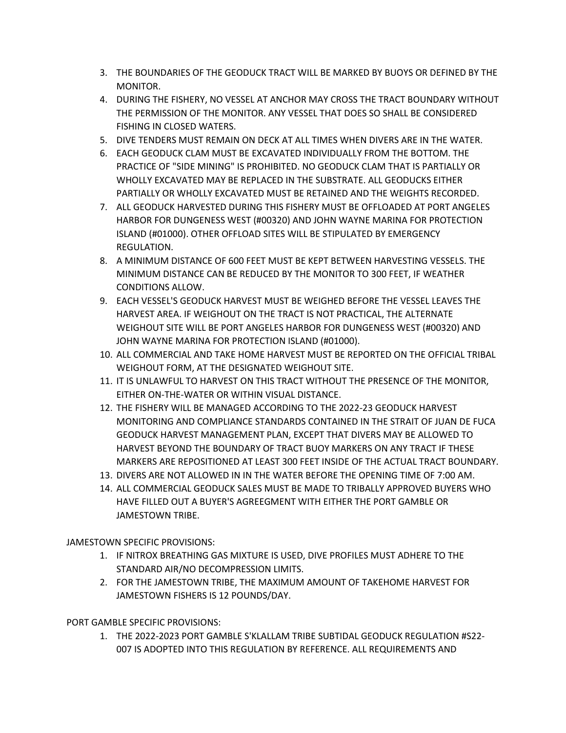3. THE BOUNDARIES OF THE GEODUCK TRACT WILL BE MARKED BY BUOYS OR DEFINED BY THE MONITOR.
4. DURING THE FISHERY, NO VESSEL AT ANCHOR MAY CROSS THE TRACT BOUNDARY WITHOUT THE PERMISSION OF THE MONITOR. ANY VESSEL THAT DOES SO SHALL BE CONSIDERED FISHING IN CLOSED WATERS.
5. DIVE TENDERS MUST REMAIN ON DECK AT ALL TIMES WHEN DIVERS ARE IN THE WATER.
6. EACH GEODUCK CLAM MUST BE EXCAVATED INDIVIDUALLY FROM THE BOTTOM. THE PRACTICE OF "SIDE MINING" IS PROHIBITED. NO GEODUCK CLAM THAT IS PARTIALLY OR WHOLLY EXCAVATED MAY BE REPLACED IN THE SUBSTRATE. ALL GEODUCKS EITHER PARTIALLY OR WHOLLY EXCAVATED MUST BE RETAINED AND THE WEIGHTS RECORDED.
7. ALL GEODUCK HARVESTED DURING THIS FISHERY MUST BE OFFLOADED AT PORT ANGELES HARBOR FOR DUNGENESS WEST (#00320) AND JOHN WAYNE MARINA FOR PROTECTION ISLAND (#01000). OTHER OFFLOAD SITES WILL BE STIPULATED BY EMERGENCY REGULATION.
8. A MINIMUM DISTANCE OF 600 FEET MUST BE KEPT BETWEEN HARVESTING VESSELS. THE MINIMUM DISTANCE CAN BE REDUCED BY THE MONITOR TO 300 FEET, IF WEATHER CONDITIONS ALLOW.
9. EACH VESSEL'S GEODUCK HARVEST MUST BE WEIGHED BEFORE THE VESSEL LEAVES THE HARVEST AREA. IF WEIGHOUT ON THE TRACT IS NOT PRACTICAL, THE ALTERNATE WEIGHOUT SITE WILL BE PORT ANGELES HARBOR FOR DUNGENESS WEST (#00320) AND JOHN WAYNE MARINA FOR PROTECTION ISLAND (#01000).
10. ALL COMMERCIAL AND TAKE HOME HARVEST MUST BE REPORTED ON THE OFFICIAL TRIBAL WEIGHOUT FORM, AT THE DESIGNATED WEIGHOUT SITE.
11. IT IS UNLAWFUL TO HARVEST ON THIS TRACT WITHOUT THE PRESENCE OF THE MONITOR, EITHER ON-THE-WATER OR WITHIN VISUAL DISTANCE.
12. THE FISHERY WILL BE MANAGED ACCORDING TO THE 2022-23 GEODUCK HARVEST MONITORING AND COMPLIANCE STANDARDS CONTAINED IN THE STRAIT OF JUAN DE FUCA GEODUCK HARVEST MANAGEMENT PLAN, EXCEPT THAT DIVERS MAY BE ALLOWED TO HARVEST BEYOND THE BOUNDARY OF TRACT BUOY MARKERS ON ANY TRACT IF THESE MARKERS ARE REPOSITIONED AT LEAST 300 FEET INSIDE OF THE ACTUAL TRACT BOUNDARY.
13. DIVERS ARE NOT ALLOWED IN IN THE WATER BEFORE THE OPENING TIME OF 7:00 AM.
14. ALL COMMERCIAL GEODUCK SALES MUST BE MADE TO TRIBALLY APPROVED BUYERS WHO HAVE FILLED OUT A BUYER'S AGREEGMENT WITH EITHER THE PORT GAMBLE OR JAMESTOWN TRIBE.

JAMESTOWN SPECIFIC PROVISIONS:

1. IF NITROX BREATHING GAS MIXTURE IS USED, DIVE PROFILES MUST ADHERE TO THE STANDARD AIR/NO DECOMPRESSION LIMITS.
2. FOR THE JAMESTOWN TRIBE, THE MAXIMUM AMOUNT OF TAKEHOME HARVEST FOR JAMESTOWN FISHERS IS 12 POUNDS/DAY.

PORT GAMBLE SPECIFIC PROVISIONS:

1. THE 2022-2023 PORT GAMBLE S'KLALLAM TRIBE SUBTIDAL GEODUCK REGULATION #S22-007 IS ADOPTED INTO THIS REGULATION BY REFERENCE. ALL REQUIREMENTS AND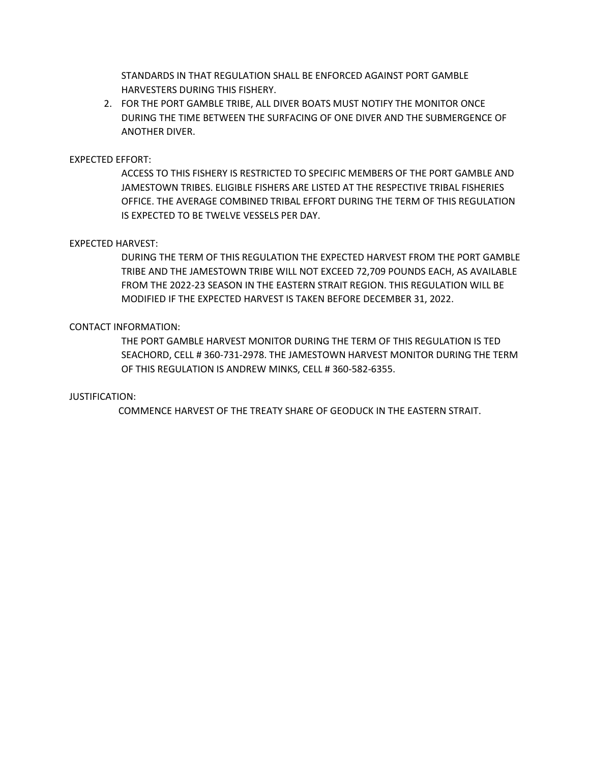STANDARDS IN THAT REGULATION SHALL BE ENFORCED AGAINST PORT GAMBLE HARVESTERS DURING THIS FISHERY.

2. FOR THE PORT GAMBLE TRIBE, ALL DIVER BOATS MUST NOTIFY THE MONITOR ONCE DURING THE TIME BETWEEN THE SURFACING OF ONE DIVER AND THE SUBMERGENCE OF ANOTHER DIVER.

EXPECTED EFFORT:

ACCESS TO THIS FISHERY IS RESTRICTED TO SPECIFIC MEMBERS OF THE PORT GAMBLE AND JAMESTOWN TRIBES. ELIGIBLE FISHERS ARE LISTED AT THE RESPECTIVE TRIBAL FISHERIES OFFICE. THE AVERAGE COMBINED TRIBAL EFFORT DURING THE TERM OF THIS REGULATION IS EXPECTED TO BE TWELVE VESSELS PER DAY.

EXPECTED HARVEST:

DURING THE TERM OF THIS REGULATION THE EXPECTED HARVEST FROM THE PORT GAMBLE TRIBE AND THE JAMESTOWN TRIBE WILL NOT EXCEED 72,709 POUNDS EACH, AS AVAILABLE FROM THE 2022-23 SEASON IN THE EASTERN STRAIT REGION. THIS REGULATION WILL BE MODIFIED IF THE EXPECTED HARVEST IS TAKEN BEFORE DECEMBER 31, 2022.

CONTACT INFORMATION:

THE PORT GAMBLE HARVEST MONITOR DURING THE TERM OF THIS REGULATION IS TED SEACHORD, CELL # 360-731-2978. THE JAMESTOWN HARVEST MONITOR DURING THE TERM OF THIS REGULATION IS ANDREW MINKS, CELL # 360-582-6355.

JUSTIFICATION:

COMMENCE HARVEST OF THE TREATY SHARE OF GEODUCK IN THE EASTERN STRAIT.